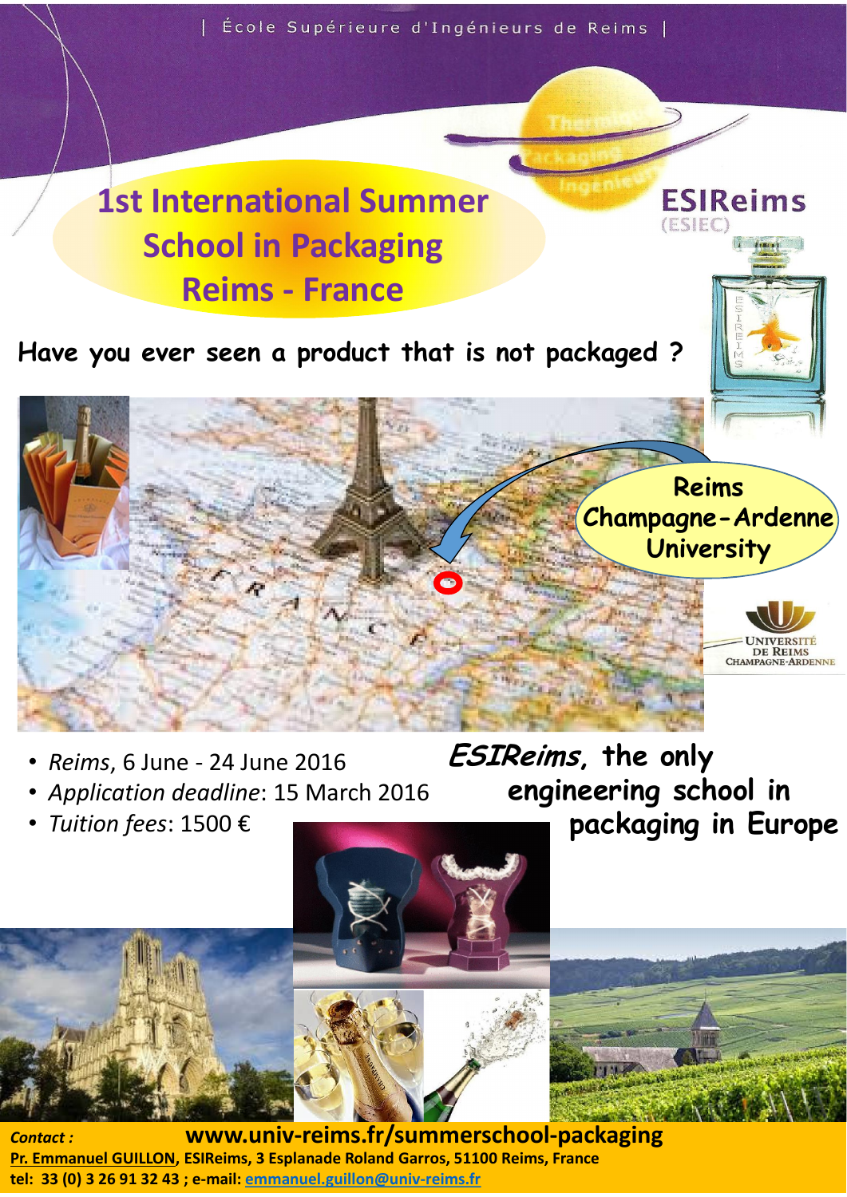| École Supérieure d'Ingénieurs de Reims |

# 1st International Summer School in Packaging Reims - France

ESIReims (ESIEC)

**Have you ever seen a product that is not packaged ?**

Reims Champagne-Ardenne University

Université de Reims Champagne-Ardenne

- *Reims*, 6 June - 24 June 2016
- *Application deadline*: 15 March 2016
- *Tuition fees*: 1500 €

***ESIReims*, the only engineering school in packaging in Europe**

***Contact :*** **www.univ-reims.fr/summerschool-packaging**

**Pr. Emmanuel GUILLON, ESIReims, 3 Esplanade Roland Garros, 51100 Reims, France**

**tel: 33 (0) 3 26 91 32 43 ; e-mail: emmanuel.guillon@univ-reims.fr**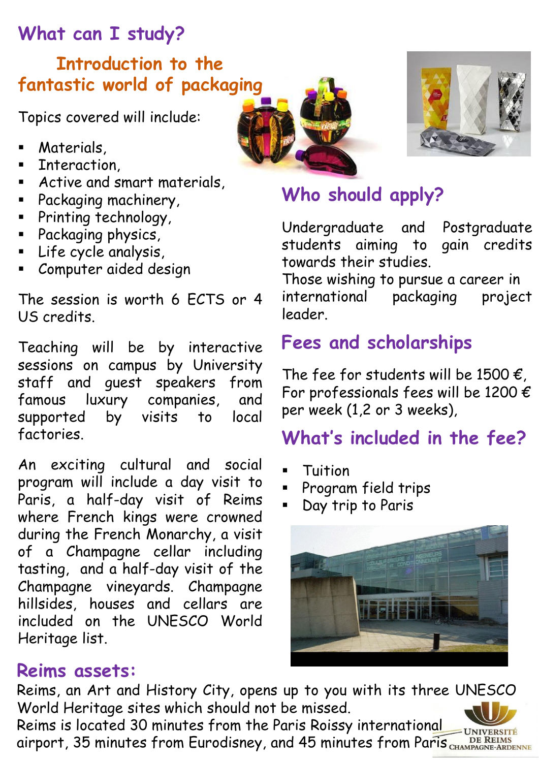## What can I study?

### Introduction to the fantastic world of packaging

Topics covered will include:

- Materials,
- Interaction,
- Active and smart materials,
- Packaging machinery,
- Printing technology,
- Packaging physics,
- Life cycle analysis,
- Computer aided design

The session is worth 6 ECTS or 4 US credits.

Teaching will be by interactive sessions on campus by University staff and guest speakers from famous luxury companies, and supported by visits to local factories.

An exciting cultural and social program will include a day visit to Paris, a half-day visit of Reims where French kings were crowned during the French Monarchy, a visit of a Champagne cellar including tasting, and a half-day visit of the Champagne vineyards. Champagne hillsides, houses and cellars are included on the UNESCO World Heritage list.

## Who should apply?

Undergraduate and Postgraduate students aiming to gain credits towards their studies.
Those wishing to pursue a career in international packaging project leader.

## Fees and scholarships

The fee for students will be 1500 €,
For professionals fees will be 1200 € per week (1,2 or 3 weeks),

## What's included in the fee?

- Tuition
- Program field trips
- Day trip to Paris

## Reims assets:

Reims, an Art and History City, opens up to you with its three UNESCO World Heritage sites which should not be missed.
Reims is located 30 minutes from the Paris Roissy international airport, 35 minutes from Eurodisney, and 45 minutes from Paris

Université de Reims Champagne-Ardenne